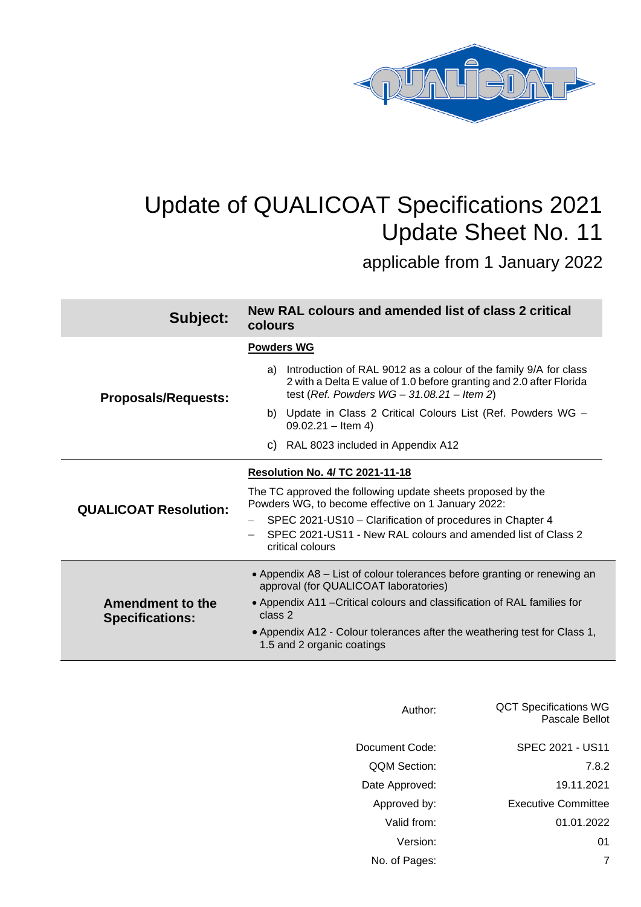# Update of QUALICOAT Specifications 2021
# Update Sheet No. 11

applicable from 1 January 2022

| **Subject:** | **New RAL colours and amended list of class 2 critical colours** |
|---|---|
| **Proposals/Requests:** | **Powders WG**<br>a) Introduction of RAL 9012 as a colour of the family 9/A for class 2 with a Delta E value of 1.0 before granting and 2.0 after Florida test (*Ref. Powders WG – 31.08.21 – Item 2*)<br>b) Update in Class 2 Critical Colours List (Ref. Powders WG – 09.02.21 – Item 4)<br>c) RAL 8023 included in Appendix A12 |
| **QUALICOAT Resolution:** | **Resolution No. 4/ TC 2021-11-18**<br>The TC approved the following update sheets proposed by the Powders WG, to become effective on 1 January 2022:<br>– SPEC 2021-US10 – Clarification of procedures in Chapter 4<br>– SPEC 2021-US11 - New RAL colours and amended list of Class 2 critical colours |
| **Amendment to the Specifications:** | • Appendix A8 – List of colour tolerances before granting or renewing an approval (for QUALICOAT laboratories)<br>• Appendix A11 –Critical colours and classification of RAL families for class 2<br>• Appendix A12 - Colour tolerances after the weathering test for Class 1, 1.5 and 2 organic coatings |

| | |
|---|---|
| Author: | QCT Specifications WG<br>Pascale Bellot |
| Document Code: | SPEC 2021 - US11 |
| QQM Section: | 7.8.2 |
| Date Approved: | 19.11.2021 |
| Approved by: | Executive Committee |
| Valid from: | 01.01.2022 |
| Version: | 01 |
| No. of Pages: | 7 |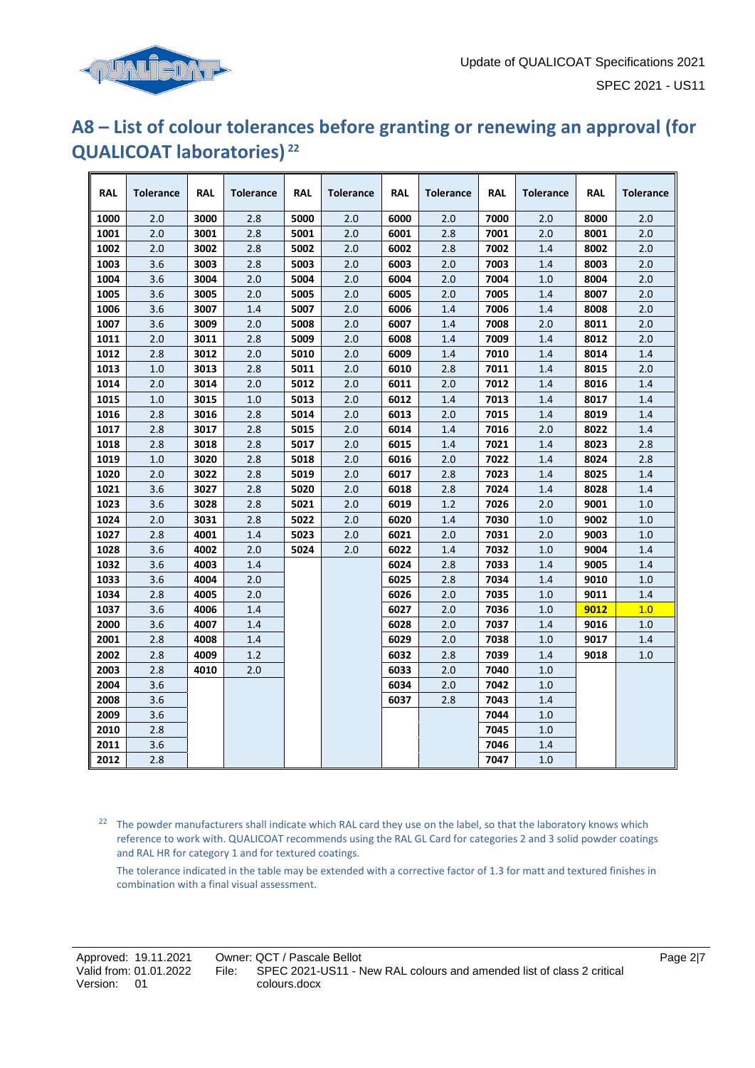# A8 – List of colour tolerances before granting or renewing an approval (for QUALICOAT laboratories) [22]

| RAL | Tolerance | RAL | Tolerance | RAL | Tolerance | RAL | Tolerance | RAL | Tolerance | RAL | Tolerance |
|---|---|---|---|---|---|---|---|---|---|---|---|
| **1000** | 2.0 | **3000** | 2.8 | **5000** | 2.0 | **6000** | 2.0 | **7000** | 2.0 | **8000** | 2.0 |
| **1001** | 2.0 | **3001** | 2.8 | **5001** | 2.0 | **6001** | 2.8 | **7001** | 2.0 | **8001** | 2.0 |
| **1002** | 2.0 | **3002** | 2.8 | **5002** | 2.0 | **6002** | 2.8 | **7002** | 1.4 | **8002** | 2.0 |
| **1003** | 3.6 | **3003** | 2.8 | **5003** | 2.0 | **6003** | 2.0 | **7003** | 1.4 | **8003** | 2.0 |
| **1004** | 3.6 | **3004** | 2.0 | **5004** | 2.0 | **6004** | 2.0 | **7004** | 1.0 | **8004** | 2.0 |
| **1005** | 3.6 | **3005** | 2.0 | **5005** | 2.0 | **6005** | 2.0 | **7005** | 1.4 | **8007** | 2.0 |
| **1006** | 3.6 | **3007** | 1.4 | **5007** | 2.0 | **6006** | 1.4 | **7006** | 1.4 | **8008** | 2.0 |
| **1007** | 3.6 | **3009** | 2.0 | **5008** | 2.0 | **6007** | 1.4 | **7008** | 2.0 | **8011** | 2.0 |
| **1011** | 2.0 | **3011** | 2.8 | **5009** | 2.0 | **6008** | 1.4 | **7009** | 1.4 | **8012** | 2.0 |
| **1012** | 2.8 | **3012** | 2.0 | **5010** | 2.0 | **6009** | 1.4 | **7010** | 1.4 | **8014** | 1.4 |
| **1013** | 1.0 | **3013** | 2.8 | **5011** | 2.0 | **6010** | 2.8 | **7011** | 1.4 | **8015** | 2.0 |
| **1014** | 2.0 | **3014** | 2.0 | **5012** | 2.0 | **6011** | 2.0 | **7012** | 1.4 | **8016** | 1.4 |
| **1015** | 1.0 | **3015** | 1.0 | **5013** | 2.0 | **6012** | 1.4 | **7013** | 1.4 | **8017** | 1.4 |
| **1016** | 2.8 | **3016** | 2.8 | **5014** | 2.0 | **6013** | 2.0 | **7015** | 1.4 | **8019** | 1.4 |
| **1017** | 2.8 | **3017** | 2.8 | **5015** | 2.0 | **6014** | 1.4 | **7016** | 2.0 | **8022** | 1.4 |
| **1018** | 2.8 | **3018** | 2.8 | **5017** | 2.0 | **6015** | 1.4 | **7021** | 1.4 | **8023** | 2.8 |
| **1019** | 1.0 | **3020** | 2.8 | **5018** | 2.0 | **6016** | 2.0 | **7022** | 1.4 | **8024** | 2.8 |
| **1020** | 2.0 | **3022** | 2.8 | **5019** | 2.0 | **6017** | 2.8 | **7023** | 1.4 | **8025** | 1.4 |
| **1021** | 3.6 | **3027** | 2.8 | **5020** | 2.0 | **6018** | 2.8 | **7024** | 1.4 | **8028** | 1.4 |
| **1023** | 3.6 | **3028** | 2.8 | **5021** | 2.0 | **6019** | 1.2 | **7026** | 2.0 | **9001** | 1.0 |
| **1024** | 2.0 | **3031** | 2.8 | **5022** | 2.0 | **6020** | 1.4 | **7030** | 1.0 | **9002** | 1.0 |
| **1027** | 2.8 | **4001** | 1.4 | **5023** | 2.0 | **6021** | 2.0 | **7031** | 2.0 | **9003** | 1.0 |
| **1028** | 3.6 | **4002** | 2.0 | **5024** | 2.0 | **6022** | 1.4 | **7032** | 1.0 | **9004** | 1.4 |
| **1032** | 3.6 | **4003** | 1.4 | | | **6024** | 2.8 | **7033** | 1.4 | **9005** | 1.4 |
| **1033** | 3.6 | **4004** | 2.0 | | | **6025** | 2.8 | **7034** | 1.4 | **9010** | 1.0 |
| **1034** | 2.8 | **4005** | 2.0 | | | **6026** | 2.0 | **7035** | 1.0 | **9011** | 1.4 |
| **1037** | 3.6 | **4006** | 1.4 | | | **6027** | 2.0 | **7036** | 1.0 | **9012** | 1.0 |
| **2000** | 3.6 | **4007** | 1.4 | | | **6028** | 2.0 | **7037** | 1.4 | **9016** | 1.0 |
| **2001** | 2.8 | **4008** | 1.4 | | | **6029** | 2.0 | **7038** | 1.0 | **9017** | 1.4 |
| **2002** | 2.8 | **4009** | 1.2 | | | **6032** | 2.8 | **7039** | 1.4 | **9018** | 1.0 |
| **2003** | 2.8 | **4010** | 2.0 | | | **6033** | 2.0 | **7040** | 1.0 | | |
| **2004** | 3.6 | | | | | **6034** | 2.0 | **7042** | 1.0 | | |
| **2008** | 3.6 | | | | | **6037** | 2.8 | **7043** | 1.4 | | |
| **2009** | 3.6 | | | | | | | **7044** | 1.0 | | |
| **2010** | 2.8 | | | | | | | **7045** | 1.0 | | |
| **2011** | 3.6 | | | | | | | **7046** | 1.4 | | |
| **2012** | 2.8 | | | | | | | **7047** | 1.0 | | |

[22] The powder manufacturers shall indicate which RAL card they use on the label, so that the laboratory knows which reference to work with. QUALICOAT recommends using the RAL GL Card for categories 2 and 3 solid powder coatings and RAL HR for category 1 and for textured coatings.

The tolerance indicated in the table may be extended with a corrective factor of 1.3 for matt and textured finishes in combination with a final visual assessment.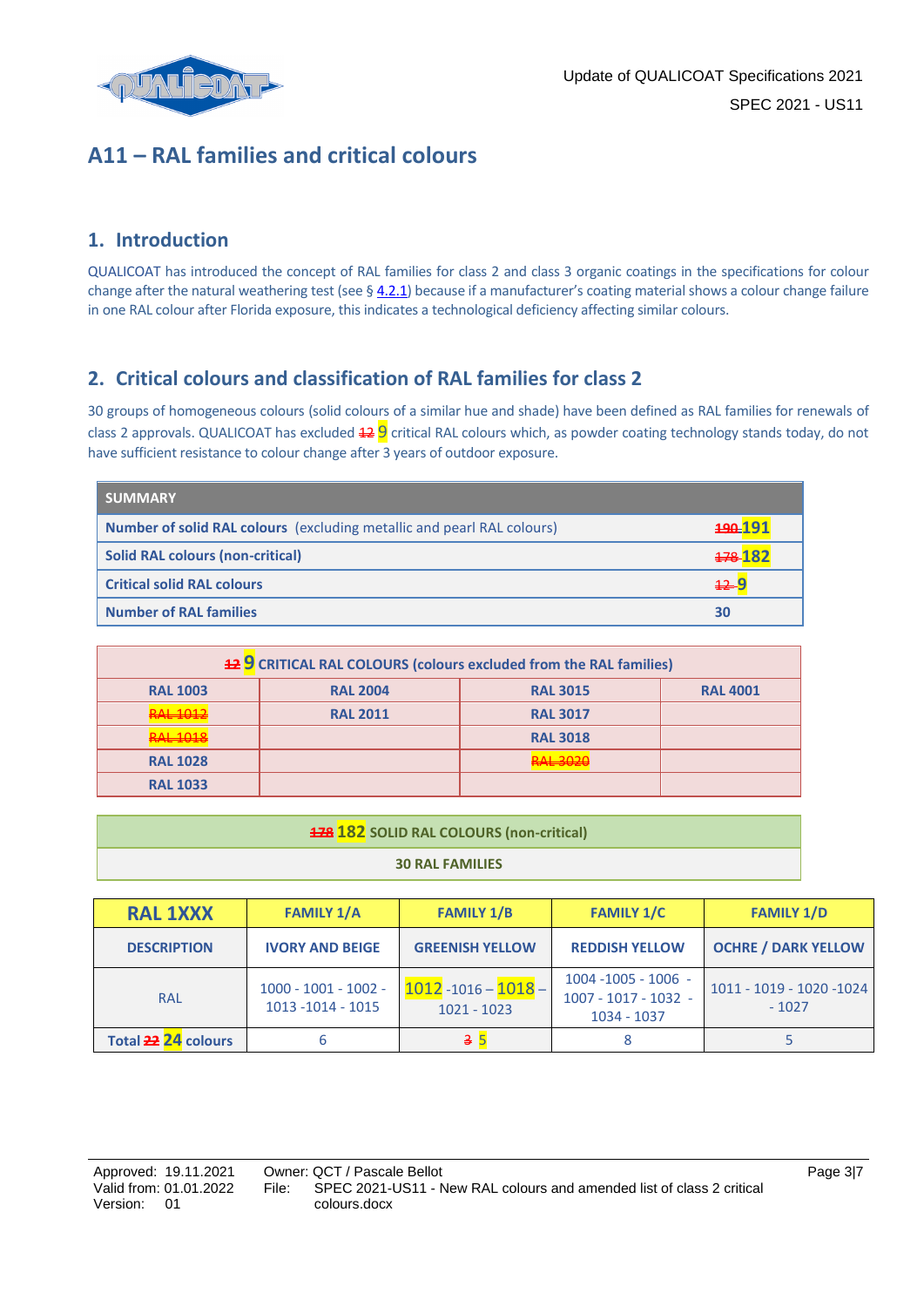# A11 – RAL families and critical colours

## 1. Introduction

QUALICOAT has introduced the concept of RAL families for class 2 and class 3 organic coatings in the specifications for colour change after the natural weathering test (see § 4.2.1) because if a manufacturer's coating material shows a colour change failure in one RAL colour after Florida exposure, this indicates a technological deficiency affecting similar colours.

## 2. Critical colours and classification of RAL families for class 2

30 groups of homogeneous colours (solid colours of a similar hue and shade) have been defined as RAL families for renewals of class 2 approvals. QUALICOAT has excluded ~~12~~ 9 critical RAL colours which, as powder coating technology stands today, do not have sufficient resistance to colour change after 3 years of outdoor exposure.

| SUMMARY | |
|---|---|
| **Number of solid RAL colours** (excluding metallic and pearl RAL colours) | ~~190~~ **191** |
| **Solid RAL colours (non-critical)** | ~~178~~ **182** |
| **Critical solid RAL colours** | ~~12~~ **9** |
| **Number of RAL families** | **30** |

| ~~12~~ 9 CRITICAL RAL COLOURS (colours excluded from the RAL families) | | | |
|---|---|---|---|
| **RAL 1003** | **RAL 2004** | **RAL 3015** | **RAL 4001** |
| ~~RAL 1012~~ | **RAL 2011** | **RAL 3017** | |
| ~~RAL 1018~~ | | **RAL 3018** | |
| **RAL 1028** | | ~~RAL 3020~~ | |
| **RAL 1033** | | | |

| ~~178~~ 182 SOLID RAL COLOURS (non-critical) |
|---|
| **30 RAL FAMILIES** |

| RAL 1XXX | FAMILY 1/A | FAMILY 1/B | FAMILY 1/C | FAMILY 1/D |
|---|---|---|---|---|
| **DESCRIPTION** | **IVORY AND BEIGE** | **GREENISH YELLOW** | **REDDISH YELLOW** | **OCHRE / DARK YELLOW** |
| RAL | 1000 - 1001 - 1002 - 1013 -1014 - 1015 | 1012 -1016 – 1018 – 1021 - 1023 | 1004 -1005 - 1006 - 1007 - 1017 - 1032 - 1034 - 1037 | 1011 - 1019 - 1020 -1024 - 1027 |
| **Total ~~22~~ 24 colours** | 6 | ~~3~~ 5 | 8 | 5 |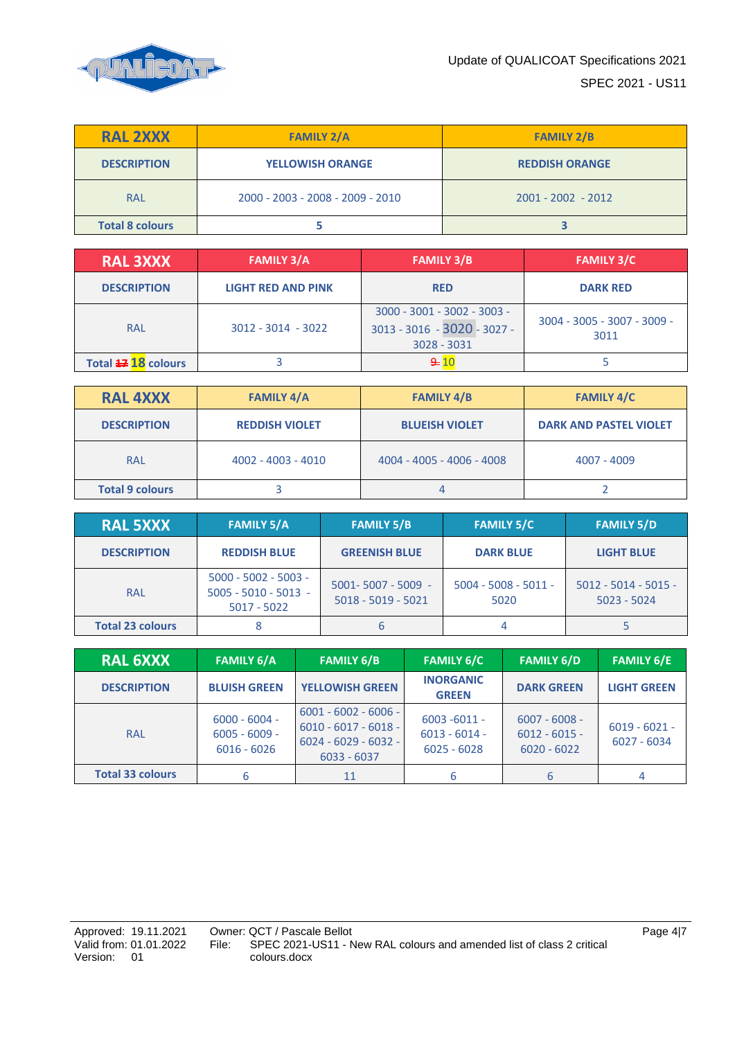| RAL 2XXX | FAMILY 2/A | FAMILY 2/B |
|---|---|---|
| DESCRIPTION | YELLOWISH ORANGE | REDDISH ORANGE |
| RAL | 2000 - 2003 - 2008 - 2009 - 2010 | 2001 - 2002 - 2012 |
| Total 8 colours | 5 | 3 |

| RAL 3XXX | FAMILY 3/A | FAMILY 3/B | FAMILY 3/C |
|---|---|---|---|
| DESCRIPTION | LIGHT RED AND PINK | RED | DARK RED |
| RAL | 3012 - 3014 - 3022 | 3000 - 3001 - 3002 - 3003 - 3013 - 3016 - 3020 - 3027 - 3028 - 3031 | 3004 - 3005 - 3007 - 3009 - 3011 |
| Total ~~17~~ 18 colours | 3 | ~~9~~ 10 | 5 |

| RAL 4XXX | FAMILY 4/A | FAMILY 4/B | FAMILY 4/C |
|---|---|---|---|
| DESCRIPTION | REDDISH VIOLET | BLUEISH VIOLET | DARK AND PASTEL VIOLET |
| RAL | 4002 - 4003 - 4010 | 4004 - 4005 - 4006 - 4008 | 4007 - 4009 |
| Total 9 colours | 3 | 4 | 2 |

| RAL 5XXX | FAMILY 5/A | FAMILY 5/B | FAMILY 5/C | FAMILY 5/D |
|---|---|---|---|---|
| DESCRIPTION | REDDISH BLUE | GREENISH BLUE | DARK BLUE | LIGHT BLUE |
| RAL | 5000 - 5002 - 5003 - 5005 - 5010 - 5013 - 5017 - 5022 | 5001- 5007 - 5009 - 5018 - 5019 - 5021 | 5004 - 5008 - 5011 - 5020 | 5012 - 5014 - 5015 - 5023 - 5024 |
| Total 23 colours | 8 | 6 | 4 | 5 |

| RAL 6XXX | FAMILY 6/A | FAMILY 6/B | FAMILY 6/C | FAMILY 6/D | FAMILY 6/E |
|---|---|---|---|---|---|
| DESCRIPTION | BLUISH GREEN | YELLOWISH GREEN | INORGANIC GREEN | DARK GREEN | LIGHT GREEN |
| RAL | 6000 - 6004 - 6005 - 6009 - 6016 - 6026 | 6001 - 6002 - 6006 - 6010 - 6017 - 6018 - 6024 - 6029 - 6032 - 6033 - 6037 | 6003 -6011 - 6013 - 6014 - 6025 - 6028 | 6007 - 6008 - 6012 - 6015 - 6020 - 6022 | 6019 - 6021 - 6027 - 6034 |
| Total 33 colours | 6 | 11 | 6 | 6 | 4 |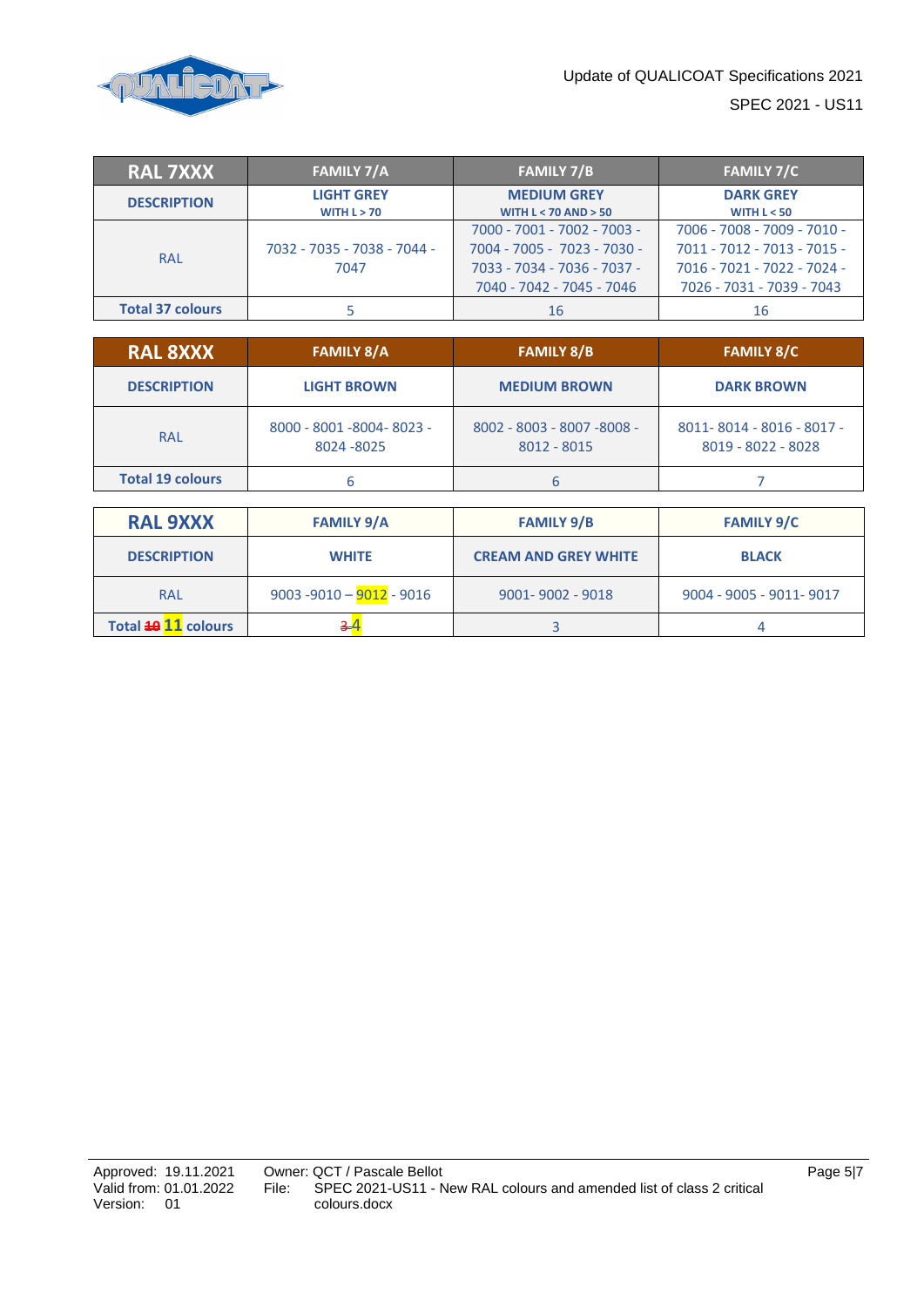| RAL 7XXX | FAMILY 7/A | FAMILY 7/B | FAMILY 7/C |
|---|---|---|---|
| **DESCRIPTION** | **LIGHT GREY** WITH L > 70 | **MEDIUM GREY** WITH L < 70 AND > 50 | **DARK GREY** WITH L < 50 |
| RAL | 7032 - 7035 - 7038 - 7044 - 7047 | 7000 - 7001 - 7002 - 7003 - 7004 - 7005 - 7023 - 7030 - 7033 - 7034 - 7036 - 7037 - 7040 - 7042 - 7045 - 7046 | 7006 - 7008 - 7009 - 7010 - 7011 - 7012 - 7013 - 7015 - 7016 - 7021 - 7022 - 7024 - 7026 - 7031 - 7039 - 7043 |
| **Total 37 colours** | 5 | 16 | 16 |

| RAL 8XXX | FAMILY 8/A | FAMILY 8/B | FAMILY 8/C |
|---|---|---|---|
| **DESCRIPTION** | **LIGHT BROWN** | **MEDIUM BROWN** | **DARK BROWN** |
| RAL | 8000 - 8001 -8004- 8023 - 8024 -8025 | 8002 - 8003 - 8007 -8008 - 8012 - 8015 | 8011- 8014 - 8016 - 8017 - 8019 - 8022 - 8028 |
| **Total 19 colours** | 6 | 6 | 7 |

| RAL 9XXX | FAMILY 9/A | FAMILY 9/B | FAMILY 9/C |
|---|---|---|---|
| **DESCRIPTION** | **WHITE** | **CREAM AND GREY WHITE** | **BLACK** |
| RAL | 9003 -9010 – 9012 - 9016 | 9001- 9002 - 9018 | 9004 - 9005 - 9011- 9017 |
| **Total ~~10~~ 11 colours** | ~~3~~ 4 | 3 | 4 |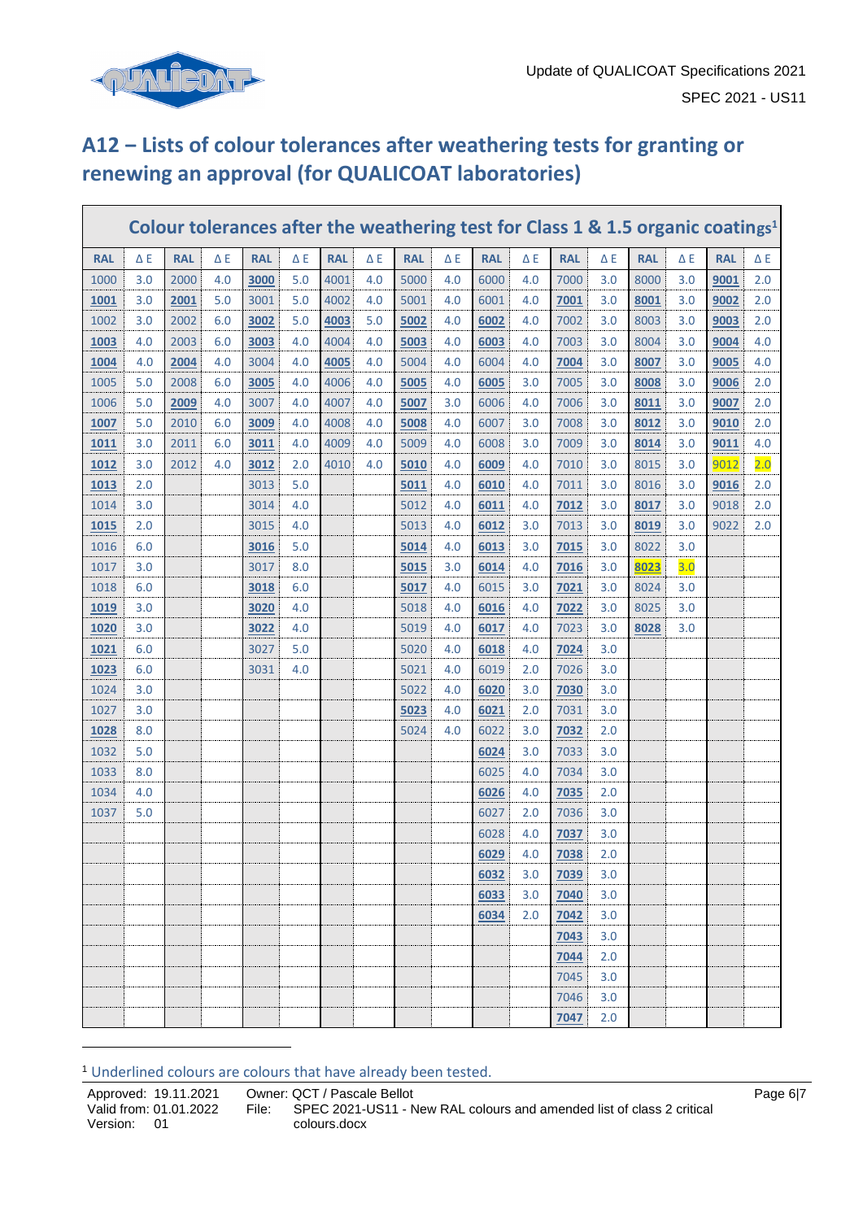## A12 – Lists of colour tolerances after weathering tests for granting or renewing an approval (for QUALICOAT laboratories)

| Colour tolerances after the weathering test for Class 1 & 1.5 organic coatings[1] | | | | | | | | | | | | | | | | | |
|---|---|---|---|---|---|---|---|---|---|---|---|---|---|---|---|---|---|
| RAL | Δ E | RAL | Δ E | RAL | Δ E | RAL | Δ E | RAL | Δ E | RAL | Δ E | RAL | Δ E | RAL | Δ E | RAL | Δ E |
| 1000 | 3.0 | 2000 | 4.0 | 3000 | 5.0 | 4001 | 4.0 | 5000 | 4.0 | 6000 | 4.0 | 7000 | 3.0 | 8000 | 3.0 | 9001 | 2.0 |
| 1001 | 3.0 | 2001 | 5.0 | 3001 | 5.0 | 4002 | 4.0 | 5001 | 4.0 | 6001 | 4.0 | 7001 | 3.0 | 8001 | 3.0 | 9002 | 2.0 |
| 1002 | 3.0 | 2002 | 6.0 | 3002 | 5.0 | 4003 | 5.0 | 5002 | 4.0 | 6002 | 4.0 | 7002 | 3.0 | 8003 | 3.0 | 9003 | 2.0 |
| 1003 | 4.0 | 2003 | 6.0 | 3003 | 4.0 | 4004 | 4.0 | 5003 | 4.0 | 6003 | 4.0 | 7003 | 3.0 | 8004 | 3.0 | 9004 | 4.0 |
| 1004 | 4.0 | 2004 | 4.0 | 3004 | 4.0 | 4005 | 4.0 | 5004 | 4.0 | 6004 | 4.0 | 7004 | 3.0 | 8007 | 3.0 | 9005 | 4.0 |
| 1005 | 5.0 | 2008 | 6.0 | 3005 | 4.0 | 4006 | 4.0 | 5005 | 4.0 | 6005 | 3.0 | 7005 | 3.0 | 8008 | 3.0 | 9006 | 2.0 |
| 1006 | 5.0 | 2009 | 4.0 | 3007 | 4.0 | 4007 | 4.0 | 5007 | 3.0 | 6006 | 4.0 | 7006 | 3.0 | 8011 | 3.0 | 9007 | 2.0 |
| 1007 | 5.0 | 2010 | 6.0 | 3009 | 4.0 | 4008 | 4.0 | 5008 | 4.0 | 6007 | 3.0 | 7008 | 3.0 | 8012 | 3.0 | 9010 | 2.0 |
| 1011 | 3.0 | 2011 | 6.0 | 3011 | 4.0 | 4009 | 4.0 | 5009 | 4.0 | 6008 | 3.0 | 7009 | 3.0 | 8014 | 3.0 | 9011 | 4.0 |
| 1012 | 3.0 | 2012 | 4.0 | 3012 | 2.0 | 4010 | 4.0 | 5010 | 4.0 | 6009 | 4.0 | 7010 | 3.0 | 8015 | 3.0 | 9012 | 2.0 |
| 1013 | 2.0 | | | 3013 | 5.0 | | | 5011 | 4.0 | 6010 | 4.0 | 7011 | 3.0 | 8016 | 3.0 | 9016 | 2.0 |
| 1014 | 3.0 | | | 3014 | 4.0 | | | 5012 | 4.0 | 6011 | 4.0 | 7012 | 3.0 | 8017 | 3.0 | 9018 | 2.0 |
| 1015 | 2.0 | | | 3015 | 4.0 | | | 5013 | 4.0 | 6012 | 3.0 | 7013 | 3.0 | 8019 | 3.0 | 9022 | 2.0 |
| 1016 | 6.0 | | | 3016 | 5.0 | | | 5014 | 4.0 | 6013 | 3.0 | 7015 | 3.0 | 8022 | 3.0 | | |
| 1017 | 3.0 | | | 3017 | 8.0 | | | 5015 | 3.0 | 6014 | 4.0 | 7016 | 3.0 | 8023 | 3.0 | | |
| 1018 | 6.0 | | | 3018 | 6.0 | | | 5017 | 4.0 | 6015 | 3.0 | 7021 | 3.0 | 8024 | 3.0 | | |
| 1019 | 3.0 | | | 3020 | 4.0 | | | 5018 | 4.0 | 6016 | 4.0 | 7022 | 3.0 | 8025 | 3.0 | | |
| 1020 | 3.0 | | | 3022 | 4.0 | | | 5019 | 4.0 | 6017 | 4.0 | 7023 | 3.0 | 8028 | 3.0 | | |
| 1021 | 6.0 | | | 3027 | 5.0 | | | 5020 | 4.0 | 6018 | 4.0 | 7024 | 3.0 | | | | |
| 1023 | 6.0 | | | 3031 | 4.0 | | | 5021 | 4.0 | 6019 | 2.0 | 7026 | 3.0 | | | | |
| 1024 | 3.0 | | | | | | | 5022 | 4.0 | 6020 | 3.0 | 7030 | 3.0 | | | | |
| 1027 | 3.0 | | | | | | | 5023 | 4.0 | 6021 | 2.0 | 7031 | 3.0 | | | | |
| 1028 | 8.0 | | | | | | | 5024 | 4.0 | 6022 | 3.0 | 7032 | 2.0 | | | | |
| 1032 | 5.0 | | | | | | | | | 6024 | 3.0 | 7033 | 3.0 | | | | |
| 1033 | 8.0 | | | | | | | | | 6025 | 4.0 | 7034 | 3.0 | | | | |
| 1034 | 4.0 | | | | | | | | | 6026 | 4.0 | 7035 | 2.0 | | | | |
| 1037 | 5.0 | | | | | | | | | 6027 | 2.0 | 7036 | 3.0 | | | | |
| | | | | | | | | | | 6028 | 4.0 | 7037 | 3.0 | | | | |
| | | | | | | | | | | 6029 | 4.0 | 7038 | 2.0 | | | | |
| | | | | | | | | | | 6032 | 3.0 | 7039 | 3.0 | | | | |
| | | | | | | | | | | 6033 | 3.0 | 7040 | 3.0 | | | | |
| | | | | | | | | | | 6034 | 2.0 | 7042 | 3.0 | | | | |
| | | | | | | | | | | | | 7043 | 3.0 | | | | |
| | | | | | | | | | | | | 7044 | 2.0 | | | | |
| | | | | | | | | | | | | 7045 | 3.0 | | | | |
| | | | | | | | | | | | | 7046 | 3.0 | | | | |
| | | | | | | | | | | | | 7047 | 2.0 | | | | |

[1] Underlined colours are colours that have already been tested.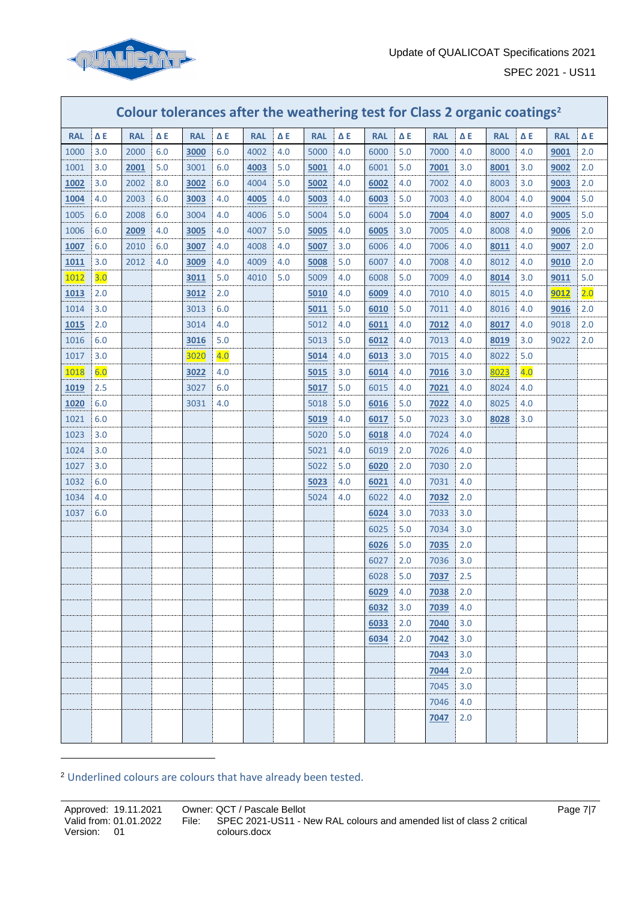## Colour tolerances after the weathering test for Class 2 organic coatings[2]

| RAL | Δ E | RAL | Δ E | RAL | Δ E | RAL | Δ E | RAL | Δ E | RAL | Δ E | RAL | Δ E | RAL | Δ E | RAL | Δ E |
|---|---|---|---|---|---|---|---|---|---|---|---|---|---|---|---|---|---|
| 1000 | 3.0 | 2000 | 6.0 | **3000** | 6.0 | 4002 | 4.0 | 5000 | 4.0 | 6000 | 5.0 | 7000 | 4.0 | 8000 | 4.0 | **9001** | 2.0 |
| 1001 | 3.0 | **2001** | 5.0 | 3001 | 6.0 | **4003** | 5.0 | **5001** | 4.0 | 6001 | 5.0 | **7001** | 3.0 | **8001** | 3.0 | **9002** | 2.0 |
| **1002** | 3.0 | 2002 | 8.0 | **3002** | 6.0 | 4004 | 5.0 | **5002** | 4.0 | **6002** | 4.0 | 7002 | 4.0 | 8003 | 3.0 | **9003** | 2.0 |
| **1004** | 4.0 | 2003 | 6.0 | **3003** | 4.0 | **4005** | 4.0 | **5003** | 4.0 | **6003** | 5.0 | 7003 | 4.0 | 8004 | 4.0 | **9004** | 5.0 |
| 1005 | 6.0 | 2008 | 6.0 | 3004 | 4.0 | 4006 | 5.0 | 5004 | 5.0 | 6004 | 5.0 | **7004** | 4.0 | **8007** | 4.0 | **9005** | 5.0 |
| 1006 | 6.0 | **2009** | 4.0 | **3005** | 4.0 | 4007 | 5.0 | **5005** | 4.0 | **6005** | 3.0 | 7005 | 4.0 | 8008 | 4.0 | **9006** | 2.0 |
| **1007** | 6.0 | 2010 | 6.0 | **3007** | 4.0 | 4008 | 4.0 | **5007** | 3.0 | 6006 | 4.0 | 7006 | 4.0 | **8011** | 4.0 | **9007** | 2.0 |
| **1011** | 3.0 | 2012 | 4.0 | **3009** | 4.0 | 4009 | 4.0 | **5008** | 5.0 | 6007 | 4.0 | 7008 | 4.0 | 8012 | 4.0 | **9010** | 2.0 |
| 1012 | 3.0 | | | **3011** | 5.0 | 4010 | 5.0 | 5009 | 4.0 | 6008 | 5.0 | 7009 | 4.0 | **8014** | 3.0 | **9011** | 5.0 |
| **1013** | 2.0 | | | **3012** | 2.0 | | | **5010** | 4.0 | **6009** | 4.0 | 7010 | 4.0 | 8015 | 4.0 | **9012** | 2.0 |
| 1014 | 3.0 | | | 3013 | 6.0 | | | **5011** | 5.0 | **6010** | 5.0 | 7011 | 4.0 | 8016 | 4.0 | **9016** | 2.0 |
| **1015** | 2.0 | | | 3014 | 4.0 | | | 5012 | 4.0 | **6011** | 4.0 | **7012** | 4.0 | **8017** | 4.0 | 9018 | 2.0 |
| 1016 | 6.0 | | | **3016** | 5.0 | | | 5013 | 5.0 | **6012** | 4.0 | 7013 | 4.0 | **8019** | 3.0 | 9022 | 2.0 |
| 1017 | 3.0 | | | 3020 | 4.0 | | | **5014** | 4.0 | **6013** | 3.0 | 7015 | 4.0 | 8022 | 5.0 | | |
| 1018 | 6.0 | | | **3022** | 4.0 | | | **5015** | 3.0 | **6014** | 4.0 | **7016** | 3.0 | 8023 | 4.0 | | |
| **1019** | 2.5 | | | 3027 | 6.0 | | | **5017** | 5.0 | 6015 | 4.0 | **7021** | 4.0 | 8024 | 4.0 | | |
| **1020** | 6.0 | | | 3031 | 4.0 | | | 5018 | 5.0 | **6016** | 5.0 | **7022** | 4.0 | 8025 | 4.0 | | |
| 1021 | 6.0 | | | | | | | **5019** | 4.0 | **6017** | 5.0 | 7023 | 3.0 | **8028** | 3.0 | | |
| 1023 | 3.0 | | | | | | | 5020 | 5.0 | **6018** | 4.0 | 7024 | 4.0 | | | | |
| 1024 | 3.0 | | | | | | | 5021 | 4.0 | 6019 | 2.0 | 7026 | 4.0 | | | | |
| 1027 | 3.0 | | | | | | | 5022 | 5.0 | **6020** | 2.0 | 7030 | 2.0 | | | | |
| 1032 | 6.0 | | | | | | | **5023** | 4.0 | **6021** | 4.0 | 7031 | 4.0 | | | | |
| 1034 | 4.0 | | | | | | | 5024 | 4.0 | 6022 | 4.0 | **7032** | 2.0 | | | | |
| 1037 | 6.0 | | | | | | | | | **6024** | 3.0 | 7033 | 3.0 | | | | |
| | | | | | | | | | | 6025 | 5.0 | 7034 | 3.0 | | | | |
| | | | | | | | | | | **6026** | 5.0 | **7035** | 2.0 | | | | |
| | | | | | | | | | | 6027 | 2.0 | 7036 | 3.0 | | | | |
| | | | | | | | | | | 6028 | 5.0 | **7037** | 2.5 | | | | |
| | | | | | | | | | | **6029** | 4.0 | **7038** | 2.0 | | | | |
| | | | | | | | | | | **6032** | 3.0 | **7039** | 4.0 | | | | |
| | | | | | | | | | | **6033** | 2.0 | **7040** | 3.0 | | | | |
| | | | | | | | | | | **6034** | 2.0 | **7042** | 3.0 | | | | |
| | | | | | | | | | | | | **7043** | 3.0 | | | | |
| | | | | | | | | | | | | **7044** | 2.0 | | | | |
| | | | | | | | | | | | | 7045 | 3.0 | | | | |
| | | | | | | | | | | | | 7046 | 4.0 | | | | |
| | | | | | | | | | | | | **7047** | 2.0 | | | | |

[2] Underlined colours are colours that have already been tested.

Approved: 19.11.2021
Valid from: 01.01.2022
Version: 01

Owner: QCT / Pascale Bellot
File: SPEC 2021-US11 - New RAL colours and amended list of class 2 critical colours.docx